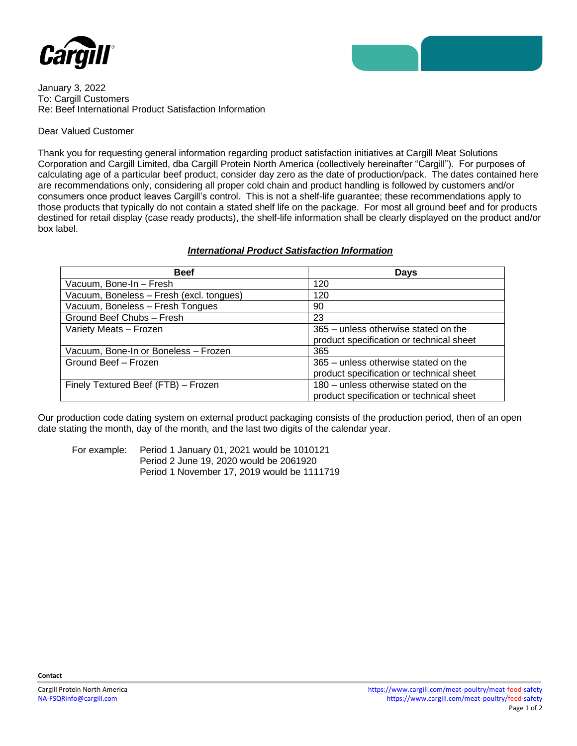January 3, 2022
To: Cargill Customers
Re: Beef International Product Satisfaction Information

Dear Valued Customer

Thank you for requesting general information regarding product satisfaction initiatives at Cargill Meat Solutions Corporation and Cargill Limited, dba Cargill Protein North America (collectively hereinafter "Cargill"). For purposes of calculating age of a particular beef product, consider day zero as the date of production/pack. The dates contained here are recommendations only, considering all proper cold chain and product handling is followed by customers and/or consumers once product leaves Cargill's control. This is not a shelf-life guarantee; these recommendations apply to those products that typically do not contain a stated shelf life on the package. For most all ground beef and for products destined for retail display (case ready products), the shelf-life information shall be clearly displayed on the product and/or box label.

***International Product Satisfaction Information***

| Beef | Days |
|---|---|
| Vacuum, Bone-In – Fresh | 120 |
| Vacuum, Boneless – Fresh (excl. tongues) | 120 |
| Vacuum, Boneless – Fresh Tongues | 90 |
| Ground Beef Chubs – Fresh | 23 |
| Variety Meats – Frozen | 365 – unless otherwise stated on the product specification or technical sheet |
| Vacuum, Bone-In or Boneless – Frozen | 365 |
| Ground Beef – Frozen | 365 – unless otherwise stated on the product specification or technical sheet |
| Finely Textured Beef (FTB) – Frozen | 180 – unless otherwise stated on the product specification or technical sheet |

Our production code dating system on external product packaging consists of the production period, then of an open date stating the month, day of the month, and the last two digits of the calendar year.

For example: Period 1 January 01, 2021 would be 1010121
Period 2 June 19, 2020 would be 2061920
Period 1 November 17, 2019 would be 1111719

**Contact**

Cargill Protein North America
NA-FSQRinfo@cargill.com

https://www.cargill.com/meat-poultry/meat-food-safety
https://www.cargill.com/meat-poultry/feed-safety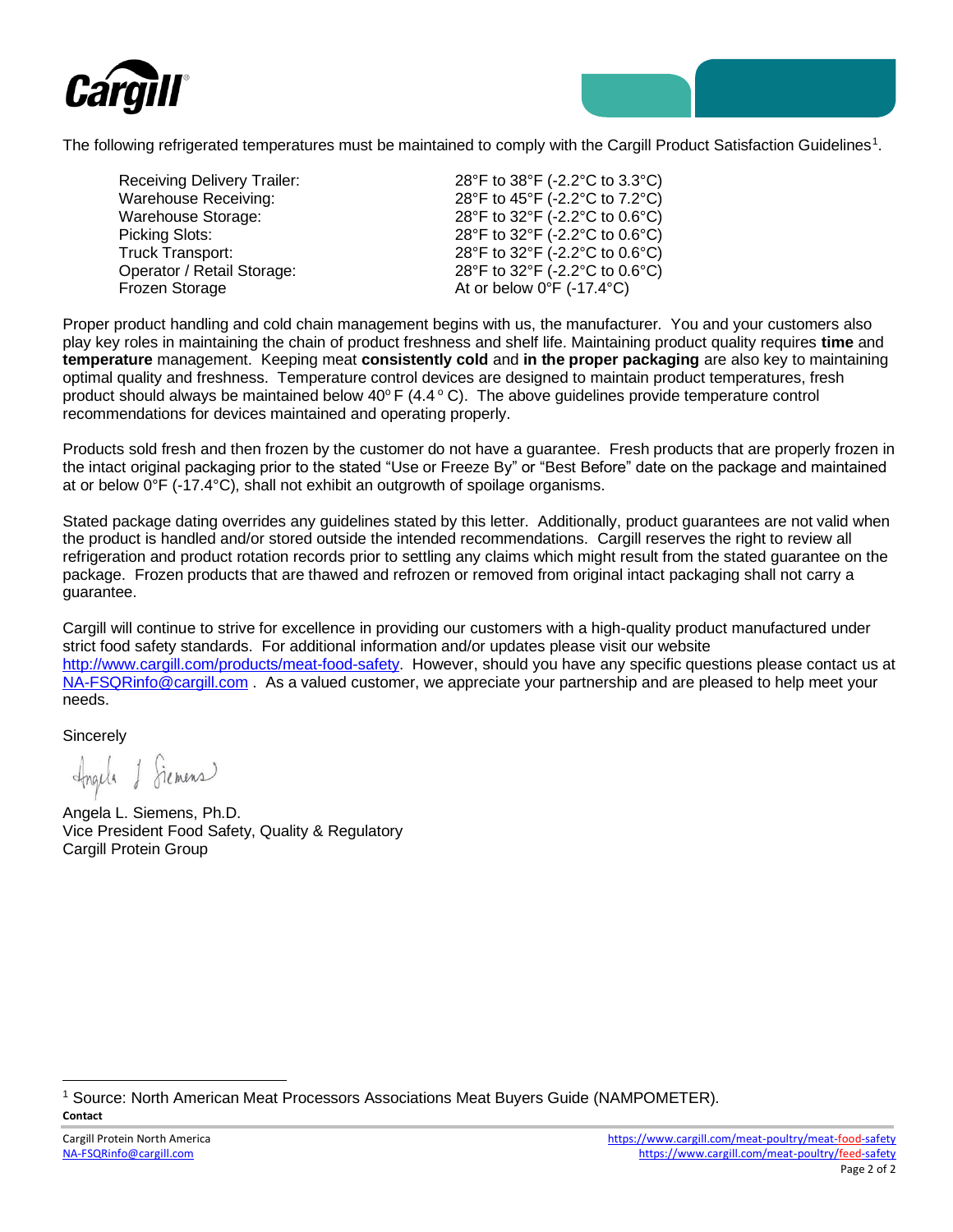The following refrigerated temperatures must be maintained to comply with the Cargill Product Satisfaction Guidelines[1].

| | |
|---|---|
| Receiving Delivery Trailer: | 28°F to 38°F (-2.2°C to 3.3°C) |
| Warehouse Receiving: | 28°F to 45°F (-2.2°C to 7.2°C) |
| Warehouse Storage: | 28°F to 32°F (-2.2°C to 0.6°C) |
| Picking Slots: | 28°F to 32°F (-2.2°C to 0.6°C) |
| Truck Transport: | 28°F to 32°F (-2.2°C to 0.6°C) |
| Operator / Retail Storage: | 28°F to 32°F (-2.2°C to 0.6°C) |
| Frozen Storage | At or below 0°F (-17.4°C) |

Proper product handling and cold chain management begins with us, the manufacturer. You and your customers also play key roles in maintaining the chain of product freshness and shelf life. Maintaining product quality requires **time** and **temperature** management. Keeping meat **consistently cold** and **in the proper packaging** are also key to maintaining optimal quality and freshness. Temperature control devices are designed to maintain product temperatures, fresh product should always be maintained below 40° F (4.4 ° C). The above guidelines provide temperature control recommendations for devices maintained and operating properly.

Products sold fresh and then frozen by the customer do not have a guarantee. Fresh products that are properly frozen in the intact original packaging prior to the stated "Use or Freeze By" or "Best Before" date on the package and maintained at or below 0°F (-17.4°C), shall not exhibit an outgrowth of spoilage organisms.

Stated package dating overrides any guidelines stated by this letter. Additionally, product guarantees are not valid when the product is handled and/or stored outside the intended recommendations. Cargill reserves the right to review all refrigeration and product rotation records prior to settling any claims which might result from the stated guarantee on the package. Frozen products that are thawed and refrozen or removed from original intact packaging shall not carry a guarantee.

Cargill will continue to strive for excellence in providing our customers with a high-quality product manufactured under strict food safety standards. For additional information and/or updates please visit our website http://www.cargill.com/products/meat-food-safety. However, should you have any specific questions please contact us at NA-FSQRinfo@cargill.com . As a valued customer, we appreciate your partnership and are pleased to help meet your needs.

Sincerely

Angela L. Siemens, Ph.D.
Vice President Food Safety, Quality & Regulatory
Cargill Protein Group

[1] Source: North American Meat Processors Associations Meat Buyers Guide (NAMPOMETER).

**Contact**

Cargill Protein North America
NA-FSQRinfo@cargill.com

https://www.cargill.com/meat-poultry/meat-food-safety
https://www.cargill.com/meat-poultry/feed-safety